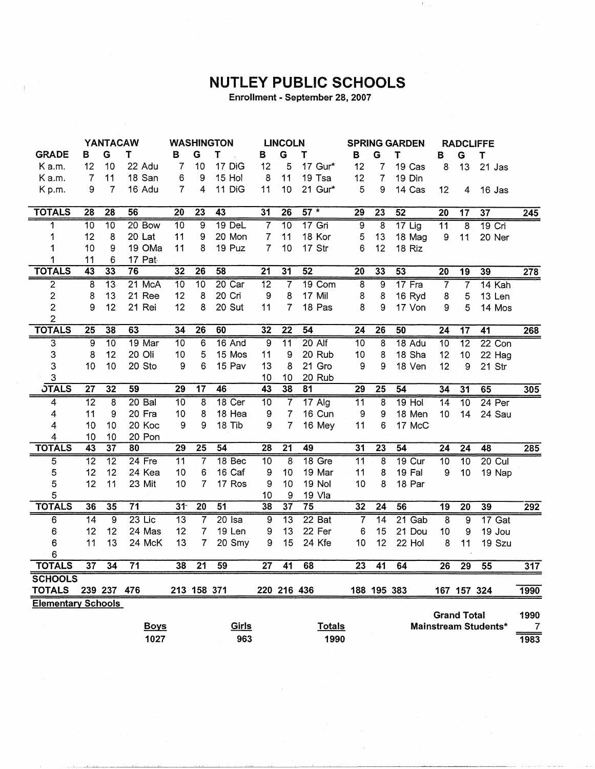# NUTLEY PUBLIC SCHOOLS

Enrollment - September 28, 2007

| | YANTACAW | | | WASHINGTON | | | LINCOLN | | | SPRING GARDEN | | | RADCLIFFE | | | |
|---|---|---|---|---|---|---|---|---|---|---|---|---|---|---|---|---|
| GRADE | B | G | T | B | G | T | B | G | T | B | G | T | B | G | T | |
| K a.m. | 12 | 10 | 22 Adu | 7 | 10 | 17 DiG | 12 | 5 | 17 Gur* | 12 | 7 | 19 Cas | 8 | 13 | 21 Jas | |
| K a.m. | 7 | 11 | 18 San | 6 | 9 | 15 Hol | 8 | 11 | 19 Tsa | 12 | 7 | 19 Din | | | | |
| K p.m. | 9 | 7 | 16 Adu | 7 | 4 | 11 DiG | 11 | 10 | 21 Gur* | 5 | 9 | 14 Cas | 12 | 4 | 16 Jas | |
| TOTALS | 28 | 28 | 56 | 20 | 23 | 43 | 31 | 26 | 57 * | 29 | 23 | 52 | 20 | 17 | 37 | 245 |
| 1 | 10 | 10 | 20 Bow | 10 | 9 | 19 DeL | 7 | 10 | 17 Gri | 9 | 8 | 17 Lig | 11 | 8 | 19 Cri | |
| 1 | 12 | 8 | 20 Lat | 11 | 9 | 20 Mon | 7 | 11 | 18 Kor | 5 | 13 | 18 Mag | 9 | 11 | 20 Ner | |
| 1 | 10 | 9 | 19 OMa | 11 | 8 | 19 Puz | 7 | 10 | 17 Str | 6 | 12 | 18 Riz | | | | |
| 1 | 11 | 6 | 17 Pat | | | | | | | | | | | | | |
| TOTALS | 43 | 33 | 76 | 32 | 26 | 58 | 21 | 31 | 52 | 20 | 33 | 53 | 20 | 19 | 39 | 278 |
| 2 | 8 | 13 | 21 McA | 10 | 10 | 20 Car | 12 | 7 | 19 Com | 8 | 9 | 17 Fra | 7 | 7 | 14 Kah | |
| 2 | 8 | 13 | 21 Ree | 12 | 8 | 20 Cri | 9 | 8 | 17 Mil | 8 | 8 | 16 Ryd | 8 | 5 | 13 Len | |
| 2 | 9 | 12 | 21 Rei | 12 | 8 | 20 Sut | 11 | 7 | 18 Pas | 8 | 9 | 17 Von | 9 | 5 | 14 Mos | |
| 2 | | | | | | | | | | | | | | | | |
| TOTALS | 25 | 38 | 63 | 34 | 26 | 60 | 32 | 22 | 54 | 24 | 26 | 50 | 24 | 17 | 41 | 268 |
| 3 | 9 | 10 | 19 Mar | 10 | 6 | 16 And | 9 | 11 | 20 Alf | 10 | 8 | 18 Adu | 10 | 12 | 22 Con | |
| 3 | 8 | 12 | 20 Oli | 10 | 5 | 15 Mos | 11 | 9 | 20 Rub | 10 | 8 | 18 Sha | 12 | 10 | 22 Hag | |
| 3 | 10 | 10 | 20 Sto | 9 | 6 | 15 Pav | 13 | 8 | 21 Gro | 9 | 9 | 18 Ven | 12 | 9 | 21 Str | |
| 3 | | | | | | | 10 | 10 | 20 Rub | | | | | | | |
| OTALS | 27 | 32 | 59 | 29 | 17 | 46 | 43 | 38 | 81 | 29 | 25 | 54 | 34 | 31 | 65 | 305 |
| 4 | 12 | 8 | 20 Bal | 10 | 8 | 18 Cer | 10 | 7 | 17 Alg | 11 | 8 | 19 Hol | 14 | 10 | 24 Per | |
| 4 | 11 | 9 | 20 Fra | 10 | 8 | 18 Hea | 9 | 7 | 16 Cun | 9 | 9 | 18 Men | 10 | 14 | 24 Sau | |
| 4 | 10 | 10 | 20 Koc | 9 | 9 | 18 Tib | 9 | 7 | 16 Mey | 11 | 6 | 17 McC | | | | |
| 4 | 10 | 10 | 20 Pon | | | | | | | | | | | | | |
| TOTALS | 43 | 37 | 80 | 29 | 25 | 54 | 28 | 21 | 49 | 31 | 23 | 54 | 24 | 24 | 48 | 285 |
| 5 | 12 | 12 | 24 Fre | 11 | 7 | 18 Bec | 10 | 8 | 18 Gre | 11 | 8 | 19 Cur | 10 | 10 | 20 Cul | |
| 5 | 12 | 12 | 24 Kea | 10 | 6 | 16 Caf | 9 | 10 | 19 Mar | 11 | 8 | 19 Fal | 9 | 10 | 19 Nap | |
| 5 | 12 | 11 | 23 Mit | 10 | 7 | 17 Ros | 9 | 10 | 19 Nol | 10 | 8 | 18 Par | | | | |
| 5 | | | | | | | 10 | 9 | 19 Vla | | | | | | | |
| TOTALS | 36 | 35 | 71 | 31 | 20 | 51 | 38 | 37 | 75 | 32 | 24 | 56 | 19 | 20 | 39 | 292 |
| 6 | 14 | 9 | 23 Lic | 13 | 7 | 20 Isa | 9 | 13 | 22 Bat | 7 | 14 | 21 Gab | 8 | 9 | 17 Gat | |
| 6 | 12 | 12 | 24 Mas | 12 | 7 | 19 Len | 9 | 13 | 22 Fer | 6 | 15 | 21 Dou | 10 | 9 | 19 Jou | |
| 6 | 11 | 13 | 24 McK | 13 | 7 | 20 Smy | 9 | 15 | 24 Kfe | 10 | 12 | 22 Hol | 8 | 11 | 19 Szu | |
| 6 | | | | | | | | | | | | | | | | |
| TOTALS | 37 | 34 | 71 | 38 | 21 | 59 | 27 | 41 | 68 | 23 | 41 | 64 | 26 | 29 | 55 | 317 |
| SCHOOLS TOTALS | 239 | 237 | 476 | 213 | 158 | 371 | 220 | 216 | 436 | 188 | 195 | 383 | 167 | 157 | 324 | 1990 |

**Elementary Schools**

| Boys | Girls | Totals |
|---|---|---|
| 1027 | 963 | 1990 |

| | |
|---|---|
| Grand Total | 1990 |
| Mainstream Students* | 7 |
| | 1983 |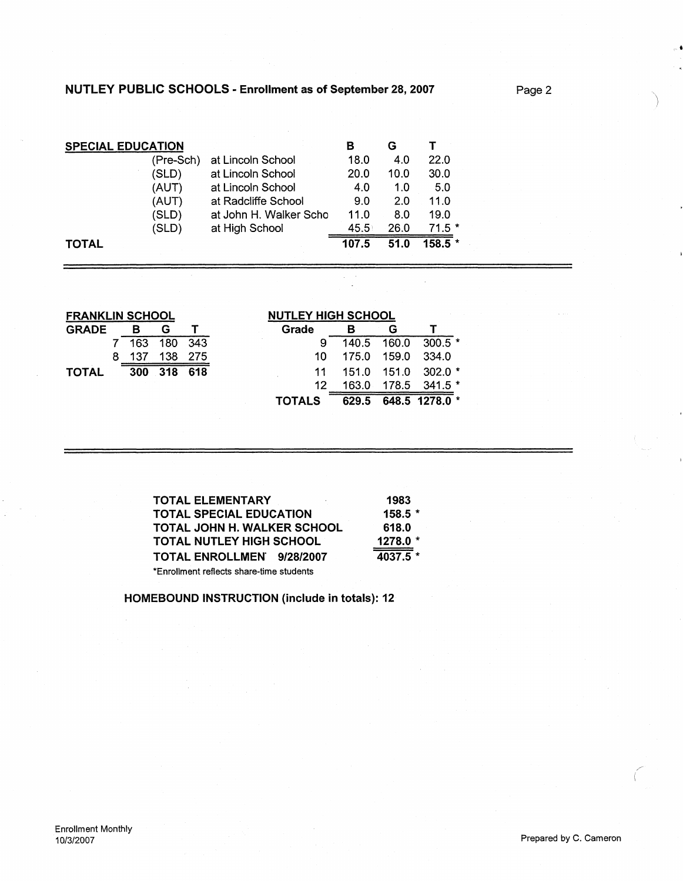## NUTLEY PUBLIC SCHOOLS - Enrollment as of September 28, 2007

| SPECIAL EDUCATION | | | B | G | T |
|---|---|---|---|---|---|
| | (Pre-Sch) | at Lincoln School | 18.0 | 4.0 | 22.0 |
| | (SLD) | at Lincoln School | 20.0 | 10.0 | 30.0 |
| | (AUT) | at Lincoln School | 4.0 | 1.0 | 5.0 |
| | (AUT) | at Radcliffe School | 9.0 | 2.0 | 11.0 |
| | (SLD) | at John H. Walker Scho | 11.0 | 8.0 | 19.0 |
| | (SLD) | at High School | 45.5 | 26.0 | 71.5 * |
| TOTAL | | | 107.5 | 51.0 | 158.5 * |

**FRANKLIN SCHOOL**

| GRADE | B | G | T |
|---|---|---|---|
| 7 | 163 | 180 | 343 |
| 8 | 137 | 138 | 275 |
| TOTAL | 300 | 318 | 618 |

**NUTLEY HIGH SCHOOL**

| Grade | B | G | T |
|---|---|---|---|
| 9 | 140.5 | 160.0 | 300.5 * |
| 10 | 175.0 | 159.0 | 334.0 |
| 11 | 151.0 | 151.0 | 302.0 * |
| 12 | 163.0 | 178.5 | 341.5 * |
| TOTALS | 629.5 | 648.5 | 1278.0 * |

| | |
|---|---|
| TOTAL ELEMENTARY | 1983 |
| TOTAL SPECIAL EDUCATION | 158.5 * |
| TOTAL JOHN H. WALKER SCHOOL | 618.0 |
| TOTAL NUTLEY HIGH SCHOOL | 1278.0 * |
| TOTAL ENROLLMEN' 9/28/2007 | 4037.5 * |

*Enrollment reflects share-time students

**HOMEBOUND INSTRUCTION (include in totals): 12**

Enrollment Monthly
10/3/2007

Prepared by C. Cameron